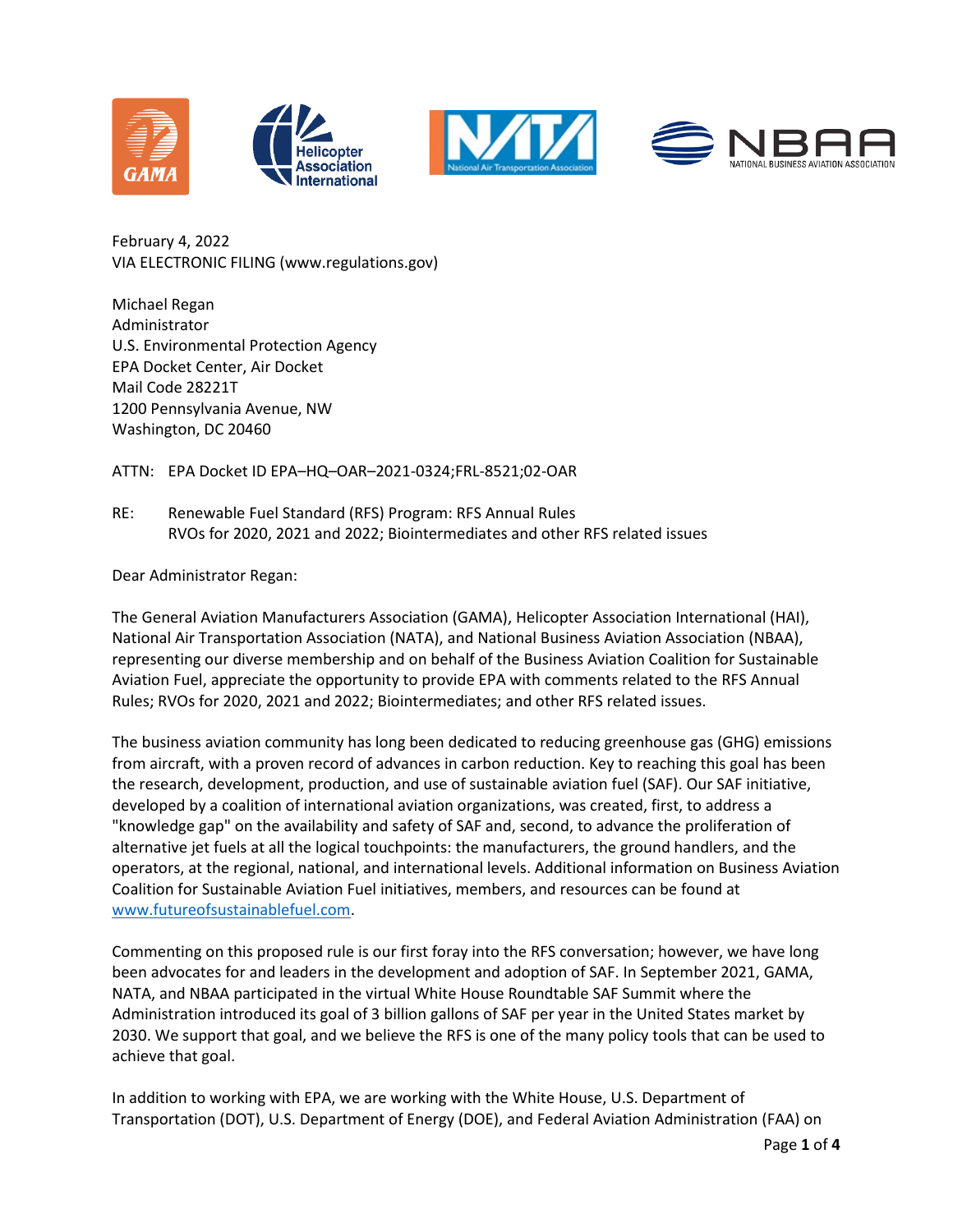February 4, 2022
VIA ELECTRONIC FILING (www.regulations.gov)

Michael Regan
Administrator
U.S. Environmental Protection Agency
EPA Docket Center, Air Docket
Mail Code 28221T
1200 Pennsylvania Avenue, NW
Washington, DC 20460

ATTN: EPA Docket ID EPA–HQ–OAR–2021-0324;FRL-8521;02-OAR

RE: Renewable Fuel Standard (RFS) Program: RFS Annual Rules
RVOs for 2020, 2021 and 2022; Biointermediates and other RFS related issues

Dear Administrator Regan:

The General Aviation Manufacturers Association (GAMA), Helicopter Association International (HAI), National Air Transportation Association (NATA), and National Business Aviation Association (NBAA), representing our diverse membership and on behalf of the Business Aviation Coalition for Sustainable Aviation Fuel, appreciate the opportunity to provide EPA with comments related to the RFS Annual Rules; RVOs for 2020, 2021 and 2022; Biointermediates; and other RFS related issues.

The business aviation community has long been dedicated to reducing greenhouse gas (GHG) emissions from aircraft, with a proven record of advances in carbon reduction. Key to reaching this goal has been the research, development, production, and use of sustainable aviation fuel (SAF). Our SAF initiative, developed by a coalition of international aviation organizations, was created, first, to address a "knowledge gap" on the availability and safety of SAF and, second, to advance the proliferation of alternative jet fuels at all the logical touchpoints: the manufacturers, the ground handlers, and the operators, at the regional, national, and international levels. Additional information on Business Aviation Coalition for Sustainable Aviation Fuel initiatives, members, and resources can be found at www.futureofsustainablefuel.com.

Commenting on this proposed rule is our first foray into the RFS conversation; however, we have long been advocates for and leaders in the development and adoption of SAF. In September 2021, GAMA, NATA, and NBAA participated in the virtual White House Roundtable SAF Summit where the Administration introduced its goal of 3 billion gallons of SAF per year in the United States market by 2030. We support that goal, and we believe the RFS is one of the many policy tools that can be used to achieve that goal.

In addition to working with EPA, we are working with the White House, U.S. Department of Transportation (DOT), U.S. Department of Energy (DOE), and Federal Aviation Administration (FAA) on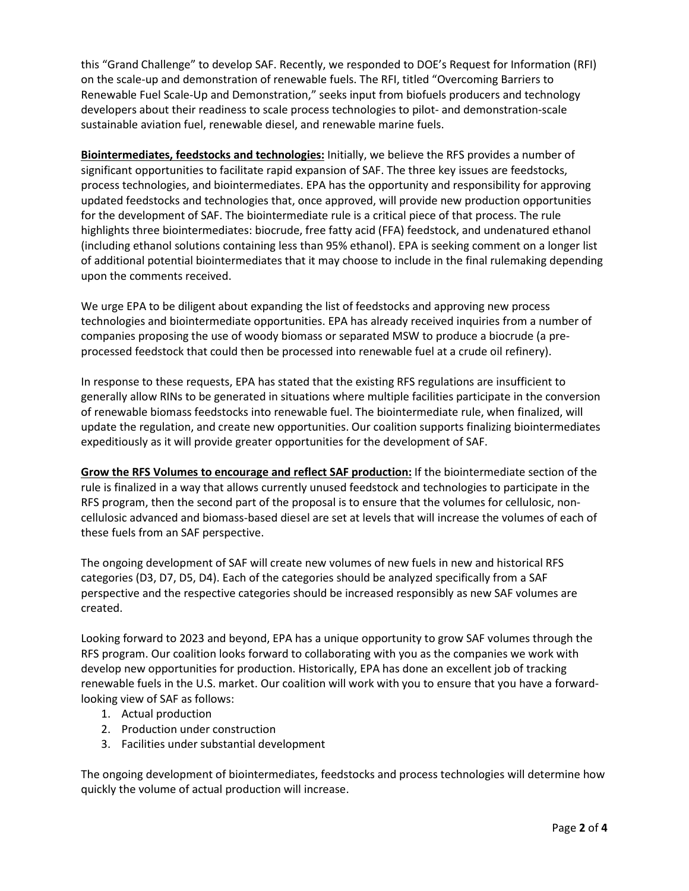this "Grand Challenge" to develop SAF. Recently, we responded to DOE's Request for Information (RFI) on the scale-up and demonstration of renewable fuels. The RFI, titled "Overcoming Barriers to Renewable Fuel Scale-Up and Demonstration," seeks input from biofuels producers and technology developers about their readiness to scale process technologies to pilot- and demonstration-scale sustainable aviation fuel, renewable diesel, and renewable marine fuels.

**Biointermediates, feedstocks and technologies:** Initially, we believe the RFS provides a number of significant opportunities to facilitate rapid expansion of SAF. The three key issues are feedstocks, process technologies, and biointermediates. EPA has the opportunity and responsibility for approving updated feedstocks and technologies that, once approved, will provide new production opportunities for the development of SAF. The biointermediate rule is a critical piece of that process. The rule highlights three biointermediates: biocrude, free fatty acid (FFA) feedstock, and undenatured ethanol (including ethanol solutions containing less than 95% ethanol). EPA is seeking comment on a longer list of additional potential biointermediates that it may choose to include in the final rulemaking depending upon the comments received.

We urge EPA to be diligent about expanding the list of feedstocks and approving new process technologies and biointermediate opportunities. EPA has already received inquiries from a number of companies proposing the use of woody biomass or separated MSW to produce a biocrude (a pre-processed feedstock that could then be processed into renewable fuel at a crude oil refinery).

In response to these requests, EPA has stated that the existing RFS regulations are insufficient to generally allow RINs to be generated in situations where multiple facilities participate in the conversion of renewable biomass feedstocks into renewable fuel. The biointermediate rule, when finalized, will update the regulation, and create new opportunities. Our coalition supports finalizing biointermediates expeditiously as it will provide greater opportunities for the development of SAF.

**Grow the RFS Volumes to encourage and reflect SAF production:** If the biointermediate section of the rule is finalized in a way that allows currently unused feedstock and technologies to participate in the RFS program, then the second part of the proposal is to ensure that the volumes for cellulosic, non-cellulosic advanced and biomass-based diesel are set at levels that will increase the volumes of each of these fuels from an SAF perspective.

The ongoing development of SAF will create new volumes of new fuels in new and historical RFS categories (D3, D7, D5, D4). Each of the categories should be analyzed specifically from a SAF perspective and the respective categories should be increased responsibly as new SAF volumes are created.

Looking forward to 2023 and beyond, EPA has a unique opportunity to grow SAF volumes through the RFS program. Our coalition looks forward to collaborating with you as the companies we work with develop new opportunities for production. Historically, EPA has done an excellent job of tracking renewable fuels in the U.S. market. Our coalition will work with you to ensure that you have a forward-looking view of SAF as follows:

1. Actual production
2. Production under construction
3. Facilities under substantial development

The ongoing development of biointermediates, feedstocks and process technologies will determine how quickly the volume of actual production will increase.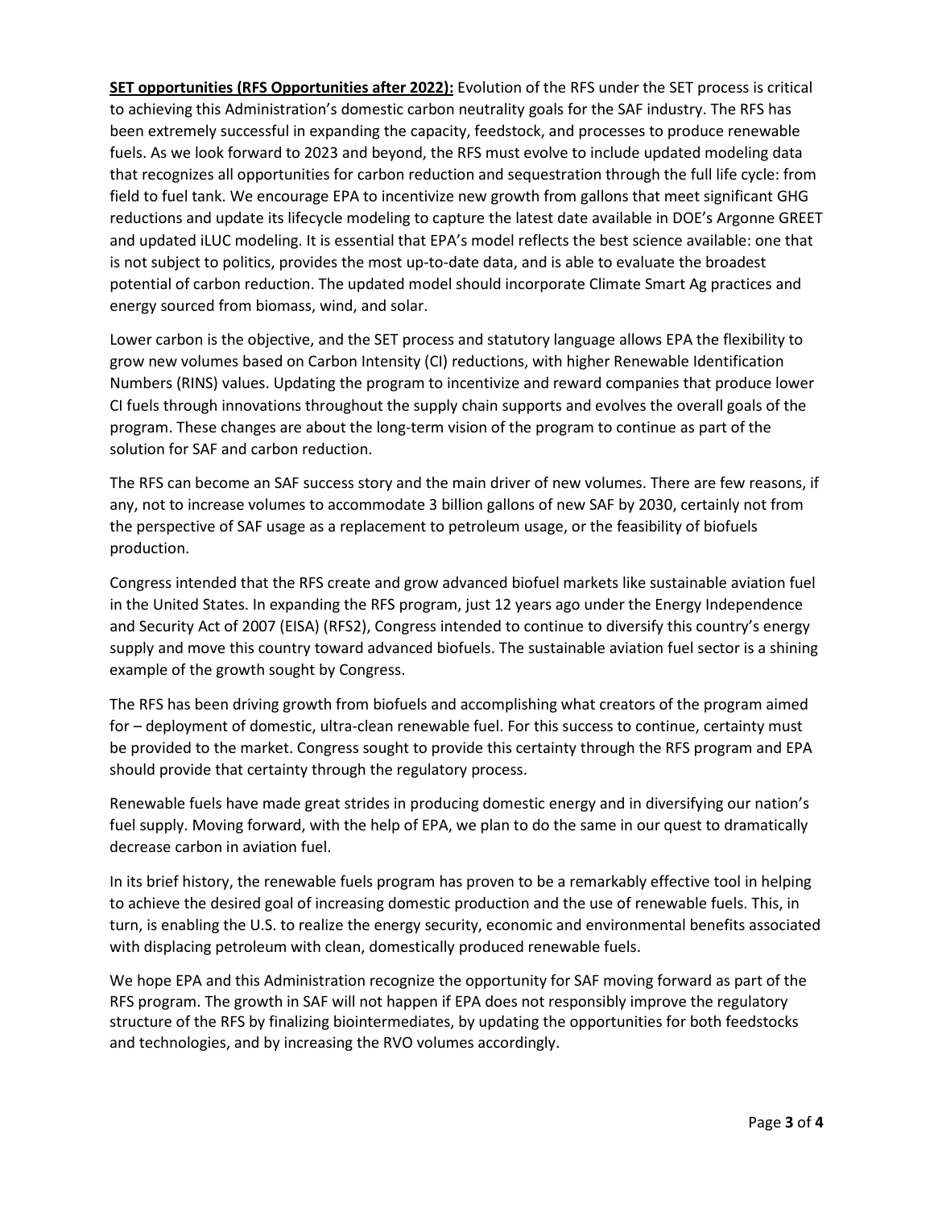**SET opportunities (RFS Opportunities after 2022):** Evolution of the RFS under the SET process is critical to achieving this Administration's domestic carbon neutrality goals for the SAF industry. The RFS has been extremely successful in expanding the capacity, feedstock, and processes to produce renewable fuels. As we look forward to 2023 and beyond, the RFS must evolve to include updated modeling data that recognizes all opportunities for carbon reduction and sequestration through the full life cycle: from field to fuel tank. We encourage EPA to incentivize new growth from gallons that meet significant GHG reductions and update its lifecycle modeling to capture the latest date available in DOE's Argonne GREET and updated iLUC modeling. It is essential that EPA's model reflects the best science available: one that is not subject to politics, provides the most up-to-date data, and is able to evaluate the broadest potential of carbon reduction. The updated model should incorporate Climate Smart Ag practices and energy sourced from biomass, wind, and solar.

Lower carbon is the objective, and the SET process and statutory language allows EPA the flexibility to grow new volumes based on Carbon Intensity (CI) reductions, with higher Renewable Identification Numbers (RINS) values. Updating the program to incentivize and reward companies that produce lower CI fuels through innovations throughout the supply chain supports and evolves the overall goals of the program. These changes are about the long-term vision of the program to continue as part of the solution for SAF and carbon reduction.

The RFS can become an SAF success story and the main driver of new volumes. There are few reasons, if any, not to increase volumes to accommodate 3 billion gallons of new SAF by 2030, certainly not from the perspective of SAF usage as a replacement to petroleum usage, or the feasibility of biofuels production.

Congress intended that the RFS create and grow advanced biofuel markets like sustainable aviation fuel in the United States. In expanding the RFS program, just 12 years ago under the Energy Independence and Security Act of 2007 (EISA) (RFS2), Congress intended to continue to diversify this country's energy supply and move this country toward advanced biofuels. The sustainable aviation fuel sector is a shining example of the growth sought by Congress.

The RFS has been driving growth from biofuels and accomplishing what creators of the program aimed for – deployment of domestic, ultra-clean renewable fuel. For this success to continue, certainty must be provided to the market. Congress sought to provide this certainty through the RFS program and EPA should provide that certainty through the regulatory process.

Renewable fuels have made great strides in producing domestic energy and in diversifying our nation's fuel supply. Moving forward, with the help of EPA, we plan to do the same in our quest to dramatically decrease carbon in aviation fuel.

In its brief history, the renewable fuels program has proven to be a remarkably effective tool in helping to achieve the desired goal of increasing domestic production and the use of renewable fuels. This, in turn, is enabling the U.S. to realize the energy security, economic and environmental benefits associated with displacing petroleum with clean, domestically produced renewable fuels.

We hope EPA and this Administration recognize the opportunity for SAF moving forward as part of the RFS program. The growth in SAF will not happen if EPA does not responsibly improve the regulatory structure of the RFS by finalizing biointermediates, by updating the opportunities for both feedstocks and technologies, and by increasing the RVO volumes accordingly.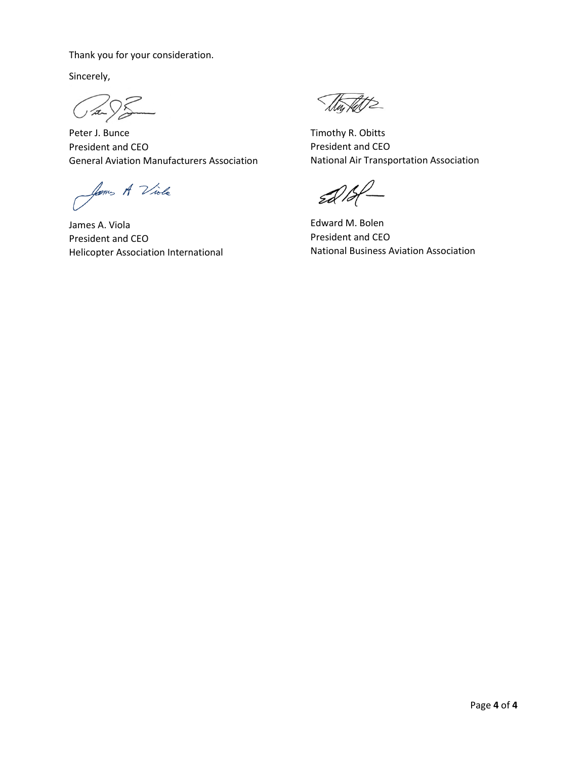Thank you for your consideration.

Sincerely,

Peter J. Bunce
President and CEO
General Aviation Manufacturers Association

Timothy R. Obitts
President and CEO
National Air Transportation Association

James A. Viola
President and CEO
Helicopter Association International

Edward M. Bolen
President and CEO
National Business Aviation Association